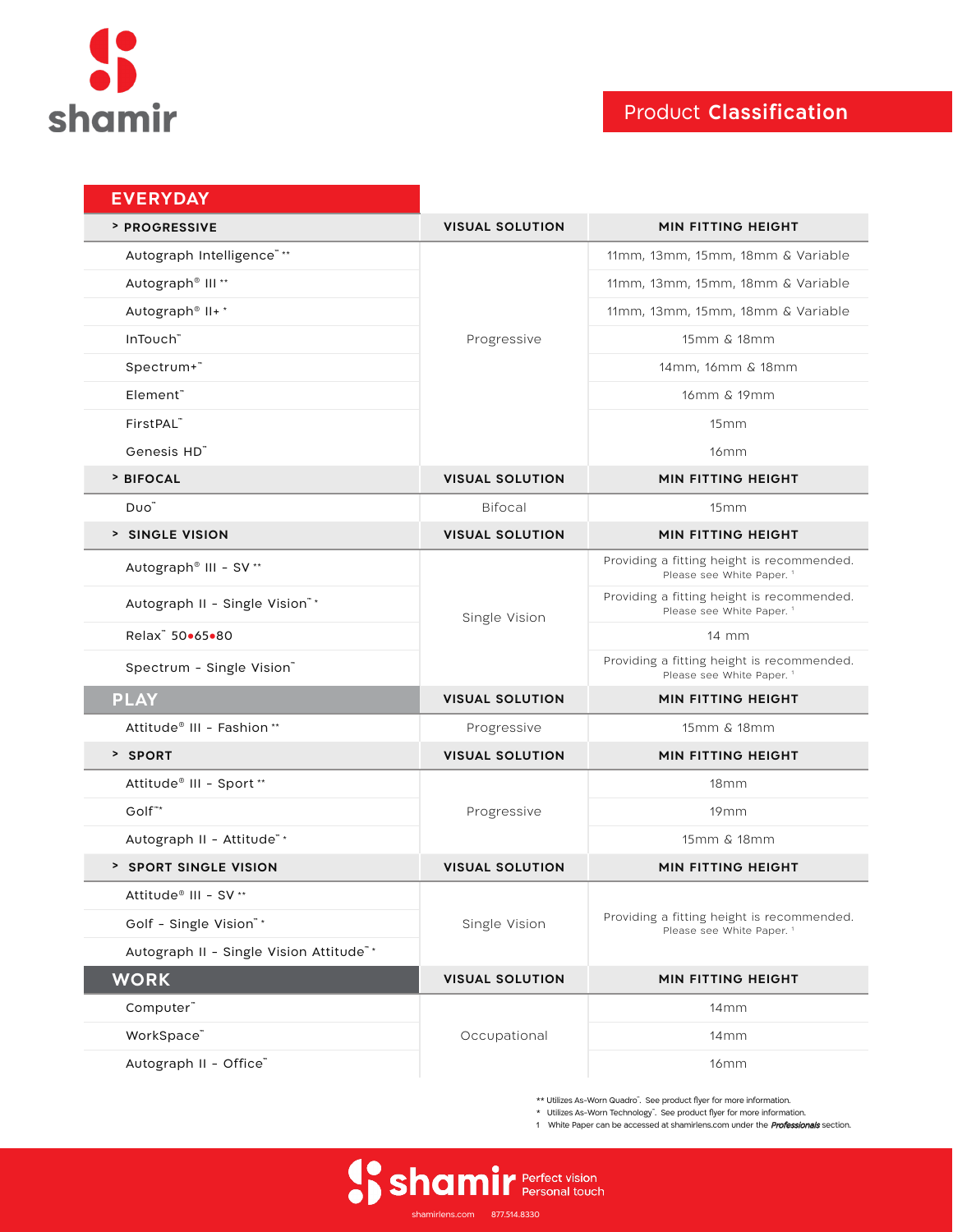shamir

# Product Classification

## EVERYDAY

| > PROGRESSIVE | VISUAL SOLUTION | MIN FITTING HEIGHT |
|---|---|---|
| Autograph Intelligence™ ** | Progressive | 11mm, 13mm, 15mm, 18mm & Variable |
| Autograph® III ** | | 11mm, 13mm, 15mm, 18mm & Variable |
| Autograph® II+ * | | 11mm, 13mm, 15mm, 18mm & Variable |
| InTouch™ | | 15mm & 18mm |
| Spectrum+™ | | 14mm, 16mm & 18mm |
| Element™ | | 16mm & 19mm |
| FirstPAL™ | | 15mm |
| Genesis HD™ | | 16mm |
| **> BIFOCAL** | **VISUAL SOLUTION** | **MIN FITTING HEIGHT** |
| Duo™ | Bifocal | 15mm |
| **> SINGLE VISION** | **VISUAL SOLUTION** | **MIN FITTING HEIGHT** |
| Autograph® III - SV ** | Single Vision | Providing a fitting height is recommended. Please see White Paper. [1] |
| Autograph II - Single Vision™ * | | Providing a fitting height is recommended. Please see White Paper. [1] |
| Relax™ 50•65•80 | | 14 mm |
| Spectrum - Single Vision™ | | Providing a fitting height is recommended. Please see White Paper. [1] |

## PLAY

| PLAY | VISUAL SOLUTION | MIN FITTING HEIGHT |
|---|---|---|
| Attitude® III - Fashion ** | Progressive | 15mm & 18mm |
| **> SPORT** | **VISUAL SOLUTION** | **MIN FITTING HEIGHT** |
| Attitude® III - Sport ** | Progressive | 18mm |
| Golf™* | | 19mm |
| Autograph II - Attitude™ * | | 15mm & 18mm |
| **> SPORT SINGLE VISION** | **VISUAL SOLUTION** | **MIN FITTING HEIGHT** |
| Attitude® III - SV ** | Single Vision | Providing a fitting height is recommended. Please see White Paper. [1] |
| Golf - Single Vision™ * | | |
| Autograph II - Single Vision Attitude™ * | | |

## WORK

| WORK | VISUAL SOLUTION | MIN FITTING HEIGHT |
|---|---|---|
| Computer™ | Occupational | 14mm |
| WorkSpace™ | | 14mm |
| Autograph II - Office™ | | 16mm |

** Utilizes As-Worn Quadro™. See product flyer for more information.
* Utilizes As-Worn Technology™. See product flyer for more information.
1 White Paper can be accessed at shamirlens.com under the ***Professionals*** section.

shamir Perfect vision Personal touch

shamirlens.com 877.514.8330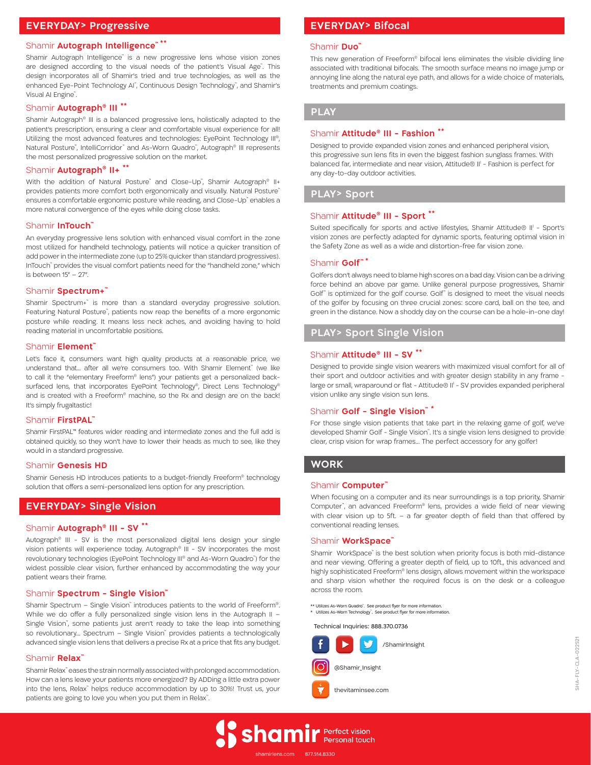## EVERYDAY> Progressive

### Shamir **Autograph Intelligence™ \*\***

Shamir Autograph Intelligence™ is a new progressive lens whose vision zones are designed according to the visual needs of the patient's Visual Age™. This design incorporates all of Shamir's tried and true technologies, as well as the enhanced Eye-Point Technology AI™, Continuous Design Technology™, and Shamir's Visual AI Engine™.

### Shamir **Autograph® III \*\***

Shamir Autograph® III is a balanced progressive lens, holistically adapted to the patient's prescription, ensuring a clear and comfortable visual experience for all! Utilizing the most advanced features and technologies: EyePoint Technology III®, Natural Posture™, IntelliCorridor™ and As-Worn Quadro™, Autograph® III represents the most personalized progressive solution on the market.

### Shamir **Autograph® II+ \*\***

With the addition of Natural Posture™ and Close-Up™, Shamir Autograph® II+ provides patients more comfort both ergonomically and visually. Natural Posture™ ensures a comfortable ergonomic posture while reading, and Close-Up™ enables a more natural convergence of the eyes while doing close tasks.

### Shamir **InTouch™**

An everyday progressive lens solution with enhanced visual comfort in the zone most utilized for handheld technology, patients will notice a quicker transition of add power in the intermediate zone (up to 25% quicker than standard progressives). InTouch™ provides the visual comfort patients need for the "handheld zone," which is between 15" – 27".

### Shamir **Spectrum+™**

Shamir Spectrum+™ is more than a standard everyday progressive solution. Featuring Natural Posture™, patients now reap the benefits of a more ergonomic posture while reading. It means less neck aches, and avoiding having to hold reading material in uncomfortable positions.

### Shamir **Element™**

Let's face it, consumers want high quality products at a reasonable price, we understand that... after all we're consumers too. With Shamir Element™ (we like to call it the "elementary Freeform® lens") your patients get a personalized back-surfaced lens, that incorporates EyePoint Technology®, Direct Lens Technology® and is created with a Freeform® machine, so the Rx and design are on the back! It's simply frugaltastic!

### Shamir **FirstPAL™**

Shamir FirstPAL™ features wider reading and intermediate zones and the full add is obtained quickly, so they won't have to lower their heads as much to see, like they would in a standard progressive.

### Shamir **Genesis HD**

Shamir Genesis HD introduces patients to a budget-friendly Freeform® technology solution that offers a semi-personalized lens option for any prescription.

## EVERYDAY> Single Vision

### Shamir **Autograph® III - SV \*\***

Autograph® III - SV is the most personalized digital lens design your single vision patients will experience today. Autograph® III - SV incorporates the most revolutionary technologies (EyePoint Technology III® and As-Worn Quadro™) for the widest possible clear vision, further enhanced by accommodating the way your patient wears their frame.

### Shamir **Spectrum - Single Vision™**

Shamir Spectrum – Single Vision™ introduces patients to the world of Freeform®. While we do offer a fully personalized single vision lens in the Autograph II – Single Vision™, some patients just aren't ready to take the leap into something so revolutionary... Spectrum – Single Vision™ provides patients a technologically advanced single vision lens that delivers a precise Rx at a price that fits any budget.

### Shamir **Relax™**

Shamir Relax™ eases the strain normally associated with prolonged accommodation. How can a lens leave your patients more energized? By ADDing a little extra power into the lens, Relax™ helps reduce accommodation by up to 30%! Trust us, your patients are going to love you when you put them in Relax™.

## EVERYDAY> Bifocal

### Shamir **Duo™**

This new generation of Freeform® bifocal lens eliminates the visible dividing line associated with traditional bifocals. The smooth surface means no image jump or annoying line along the natural eye path, and allows for a wide choice of materials, treatments and premium coatings.

## PLAY

### Shamir **Attitude® III - Fashion \*\***

Designed to provide expanded vision zones and enhanced peripheral vision, this progressive sun lens fits in even the biggest fashion sunglass frames. With balanced far, intermediate and near vision, Attitude® II' - Fashion is perfect for any day-to-day outdoor activities.

## PLAY> Sport

### Shamir **Attitude® III - Sport \*\***

Suited specifically for sports and active lifestyles, Shamir Attitude® II' - Sport's vision zones are perfectly adapted for dynamic sports, featuring optimal vision in the Safety Zone as well as a wide and distortion-free far vision zone.

### Shamir **Golf™ \***

Golfers don't always need to blame high scores on a bad day. Vision can be a driving force behind an above par game. Unlike general purpose progressives, Shamir Golf™ is optimized for the golf course. Golf™ is designed to meet the visual needs of the golfer by focusing on three crucial zones: score card, ball on the tee, and green in the distance. Now a shoddy day on the course can be a hole-in-one day!

## PLAY> Sport Single Vision

### Shamir **Attitude® III - SV \*\***

Designed to provide single vision wearers with maximized visual comfort for all of their sport and outdoor activities and with greater design stability in any frame - large or small, wraparound or flat - Attitude® II' - SV provides expanded peripheral vision unlike any single vision sun lens.

### Shamir **Golf - Single Vision™ \***

For those single vision patients that take part in the relaxing game of golf, we've developed Shamir Golf - Single Vision™. It's a single vision lens designed to provide clear, crisp vision for wrap frames... The perfect accessory for any golfer!

## WORK

### Shamir **Computer™**

When focusing on a computer and its near surroundings is a top priority, Shamir Computer™, an advanced Freeform® lens, provides a wide field of near viewing with clear vision up to 5ft. – a far greater depth of field than that offered by conventional reading lenses.

### Shamir **WorkSpace™**

Shamir WorkSpace™ is the best solution when priority focus is both mid-distance and near viewing. Offering a greater depth of field, up to 10ft., this advanced and highly sophisticated Freeform® lens design, allows movement within the workspace and sharp vision whether the required focus is on the desk or a colleague across the room.

\*\* Utilizes As-Worn Quadro™. See product flyer for more information.
\* Utilizes As-Worn Technology™. See product flyer for more information.

Technical Inquiries: 888.370.0736

/ShamirInsight

@Shamir_Insight

thevitaminsee.com

SHA-FLY-CLA-022521

shamir Perfect vision Personal touch

shamirlens.com 877.514.8330